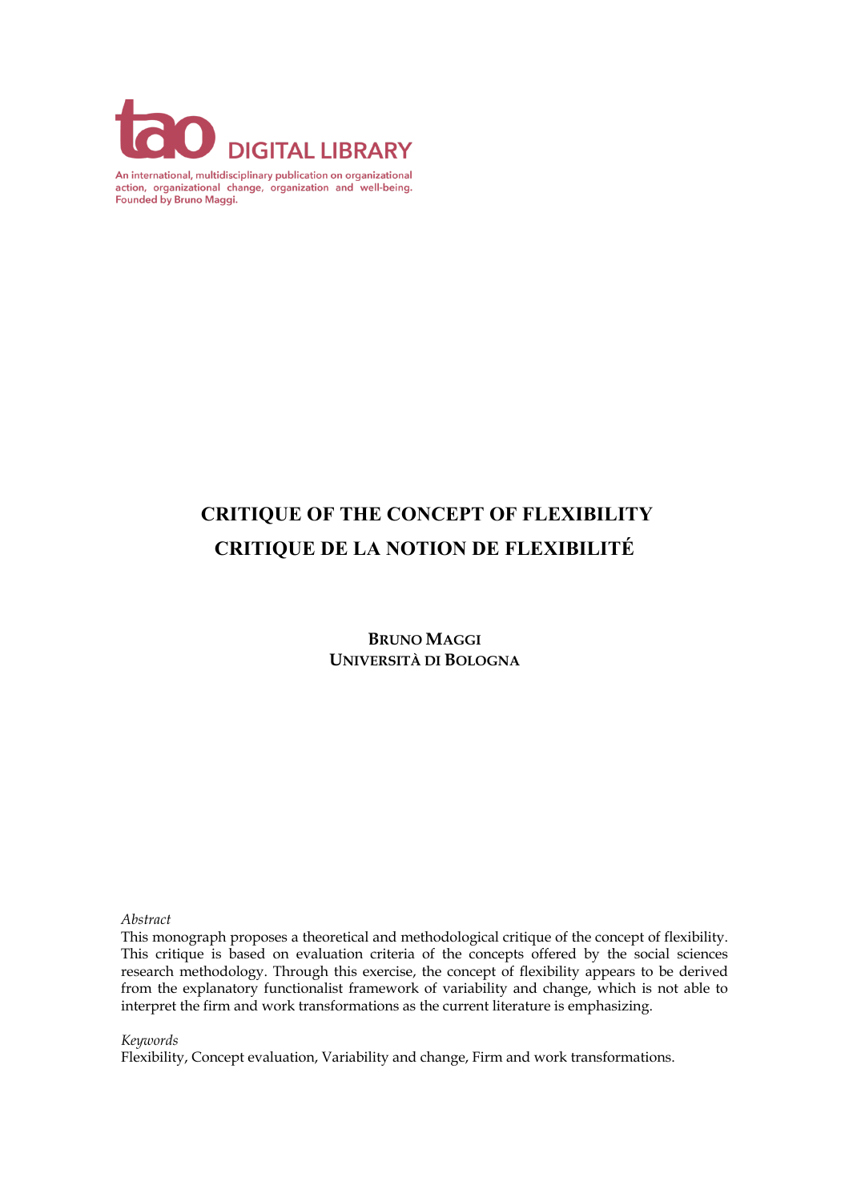tao DIGITAL LIBRARY

An international, multidisciplinary publication on organizational action, organizational change, organization and well-being. Founded by Bruno Maggi.

# CRITIQUE OF THE CONCEPT OF FLEXIBILITY
# CRITIQUE DE LA NOTION DE FLEXIBILITÉ

**BRUNO MAGGI**
**UNIVERSITÀ DI BOLOGNA**

*Abstract*
This monograph proposes a theoretical and methodological critique of the concept of flexibility. This critique is based on evaluation criteria of the concepts offered by the social sciences research methodology. Through this exercise, the concept of flexibility appears to be derived from the explanatory functionalist framework of variability and change, which is not able to interpret the firm and work transformations as the current literature is emphasizing.

*Keywords*
Flexibility, Concept evaluation, Variability and change, Firm and work transformations.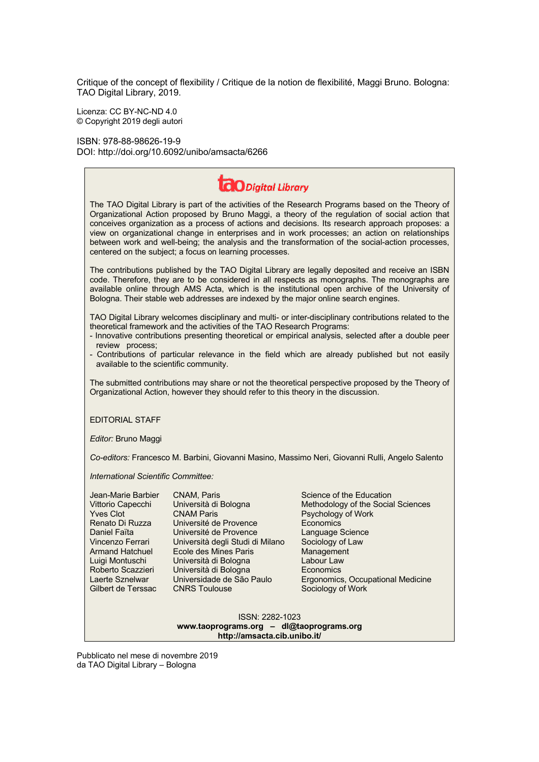Critique of the concept of flexibility / Critique de la notion de flexibilité, Maggi Bruno. Bologna: TAO Digital Library, 2019.

Licenza: CC BY-NC-ND 4.0
© Copyright 2019 degli autori

ISBN: 978-88-98626-19-9
DOI: http://doi.org/10.6092/unibo/amsacta/6266

**tao** *Digital Library*

The TAO Digital Library is part of the activities of the Research Programs based on the Theory of Organizational Action proposed by Bruno Maggi, a theory of the regulation of social action that conceives organization as a process of actions and decisions. Its research approach proposes: a view on organizational change in enterprises and in work processes; an action on relationships between work and well-being; the analysis and the transformation of the social-action processes, centered on the subject; a focus on learning processes.

The contributions published by the TAO Digital Library are legally deposited and receive an ISBN code. Therefore, they are to be considered in all respects as monographs. The monographs are available online through AMS Acta, which is the institutional open archive of the University of Bologna. Their stable web addresses are indexed by the major online search engines.

TAO Digital Library welcomes disciplinary and multi- or inter-disciplinary contributions related to the theoretical framework and the activities of the TAO Research Programs:
- Innovative contributions presenting theoretical or empirical analysis, selected after a double peer review process;
- Contributions of particular relevance in the field which are already published but not easily available to the scientific community.

The submitted contributions may share or not the theoretical perspective proposed by the Theory of Organizational Action, however they should refer to this theory in the discussion.

EDITORIAL STAFF

*Editor:* Bruno Maggi

*Co-editors:* Francesco M. Barbini, Giovanni Masino, Massimo Neri, Giovanni Rulli, Angelo Salento

*International Scientific Committee:*

| | | |
|---|---|---|
| Jean-Marie Barbier | CNAM, Paris | Science of the Education |
| Vittorio Capecchi | Università di Bologna | Methodology of the Social Sciences |
| Yves Clot | CNAM Paris | Psychology of Work |
| Renato Di Ruzza | Université de Provence | Economics |
| Daniel Faïta | Université de Provence | Language Science |
| Vincenzo Ferrari | Università degli Studi di Milano | Sociology of Law |
| Armand Hatchuel | Ecole des Mines Paris | Management |
| Luigi Montuschi | Università di Bologna | Labour Law |
| Roberto Scazzieri | Università di Bologna | Economics |
| Laerte Sznelwar | Universidade de São Paulo | Ergonomics, Occupational Medicine |
| Gilbert de Terssac | CNRS Toulouse | Sociology of Work |

ISSN: 2282-1023
**www.taoprograms.org – dl@taoprograms.org**
**http://amsacta.cib.unibo.it/**

Pubblicato nel mese di novembre 2019
da TAO Digital Library – Bologna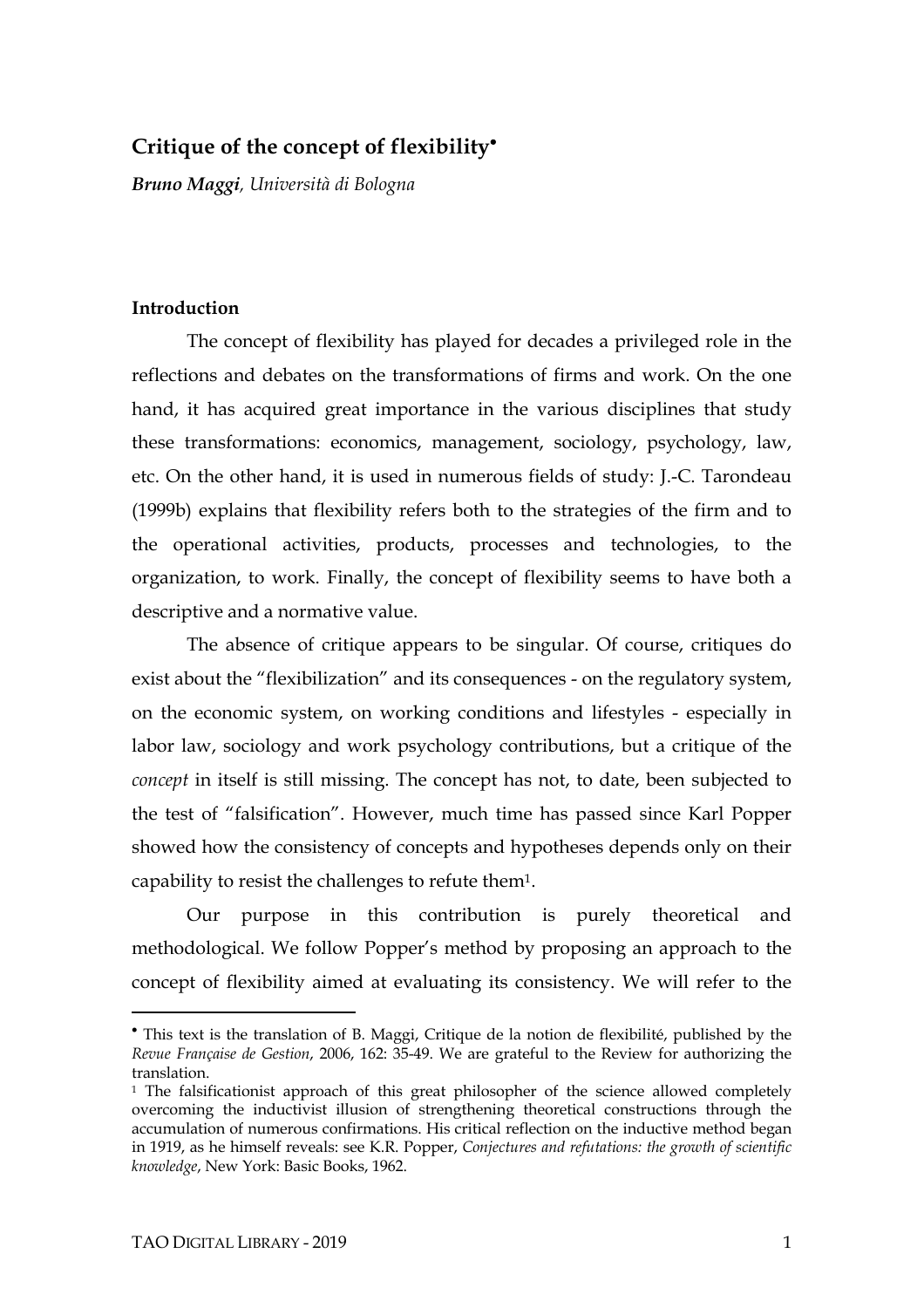## Critique of the concept of flexibility•

***Bruno Maggi**, Università di Bologna*

### Introduction

The concept of flexibility has played for decades a privileged role in the reflections and debates on the transformations of firms and work. On the one hand, it has acquired great importance in the various disciplines that study these transformations: economics, management, sociology, psychology, law, etc. On the other hand, it is used in numerous fields of study: J.-C. Tarondeau (1999b) explains that flexibility refers both to the strategies of the firm and to the operational activities, products, processes and technologies, to the organization, to work. Finally, the concept of flexibility seems to have both a descriptive and a normative value.

The absence of critique appears to be singular. Of course, critiques do exist about the "flexibilization" and its consequences - on the regulatory system, on the economic system, on working conditions and lifestyles - especially in labor law, sociology and work psychology contributions, but a critique of the *concept* in itself is still missing. The concept has not, to date, been subjected to the test of "falsification". However, much time has passed since Karl Popper showed how the consistency of concepts and hypotheses depends only on their capability to resist the challenges to refute them[1].

Our purpose in this contribution is purely theoretical and methodological. We follow Popper's method by proposing an approach to the concept of flexibility aimed at evaluating its consistency. We will refer to the

---

• This text is the translation of B. Maggi, Critique de la notion de flexibilité, published by the *Revue Française de Gestion*, 2006, 162: 35-49. We are grateful to the Review for authorizing the translation.

[1] The falsificationist approach of this great philosopher of the science allowed completely overcoming the inductivist illusion of strengthening theoretical constructions through the accumulation of numerous confirmations. His critical reflection on the inductive method began in 1919, as he himself reveals: see K.R. Popper, *Conjectures and refutations: the growth of scientific knowledge*, New York: Basic Books, 1962.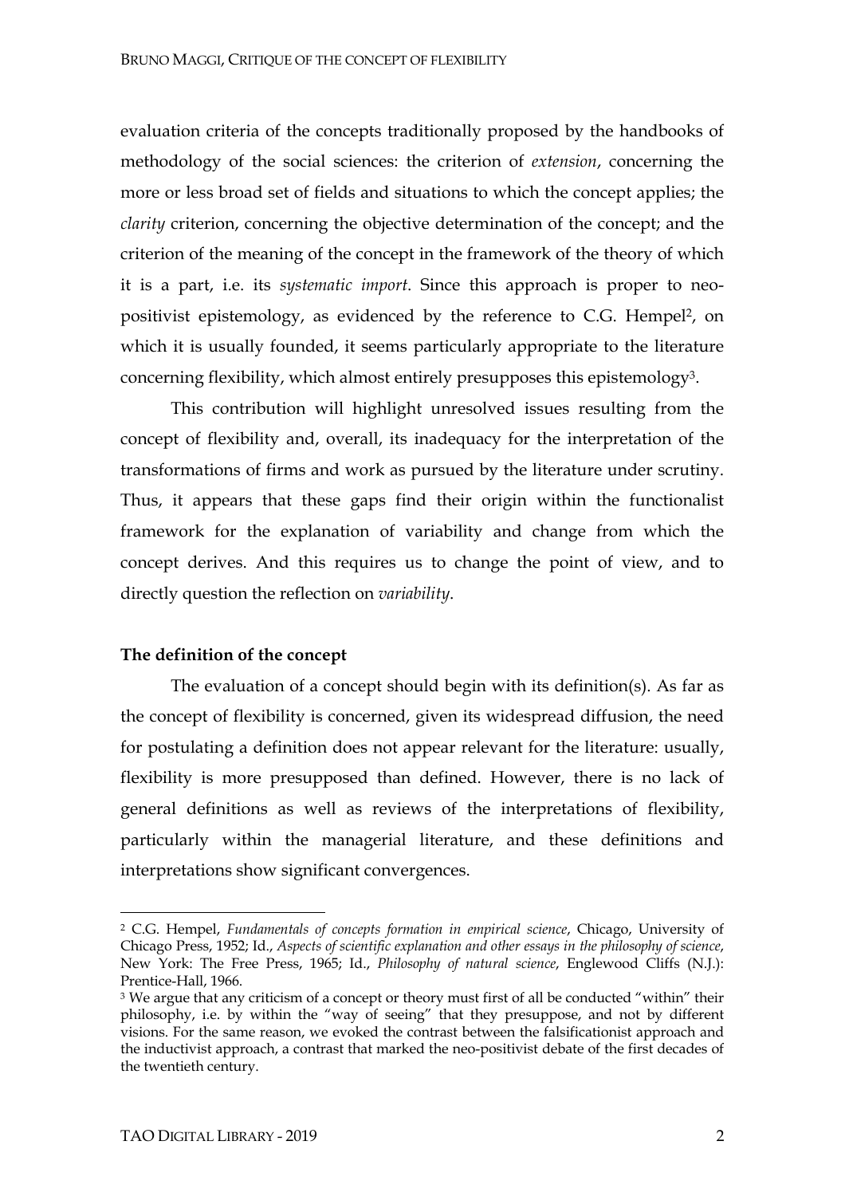evaluation criteria of the concepts traditionally proposed by the handbooks of methodology of the social sciences: the criterion of *extension*, concerning the more or less broad set of fields and situations to which the concept applies; the *clarity* criterion, concerning the objective determination of the concept; and the criterion of the meaning of the concept in the framework of the theory of which it is a part, i.e. its *systematic import*. Since this approach is proper to neo-positivist epistemology, as evidenced by the reference to C.G. Hempel[2], on which it is usually founded, it seems particularly appropriate to the literature concerning flexibility, which almost entirely presupposes this epistemology[3].

This contribution will highlight unresolved issues resulting from the concept of flexibility and, overall, its inadequacy for the interpretation of the transformations of firms and work as pursued by the literature under scrutiny. Thus, it appears that these gaps find their origin within the functionalist framework for the explanation of variability and change from which the concept derives. And this requires us to change the point of view, and to directly question the reflection on *variability*.

**The definition of the concept**

The evaluation of a concept should begin with its definition(s). As far as the concept of flexibility is concerned, given its widespread diffusion, the need for postulating a definition does not appear relevant for the literature: usually, flexibility is more presupposed than defined. However, there is no lack of general definitions as well as reviews of the interpretations of flexibility, particularly within the managerial literature, and these definitions and interpretations show significant convergences.

---

[2] C.G. Hempel, *Fundamentals of concepts formation in empirical science*, Chicago, University of Chicago Press, 1952; Id., *Aspects of scientific explanation and other essays in the philosophy of science*, New York: The Free Press, 1965; Id., *Philosophy of natural science*, Englewood Cliffs (N.J.): Prentice-Hall, 1966.

[3] We argue that any criticism of a concept or theory must first of all be conducted "within" their philosophy, i.e. by within the "way of seeing" that they presuppose, and not by different visions. For the same reason, we evoked the contrast between the falsificationist approach and the inductivist approach, a contrast that marked the neo-positivist debate of the first decades of the twentieth century.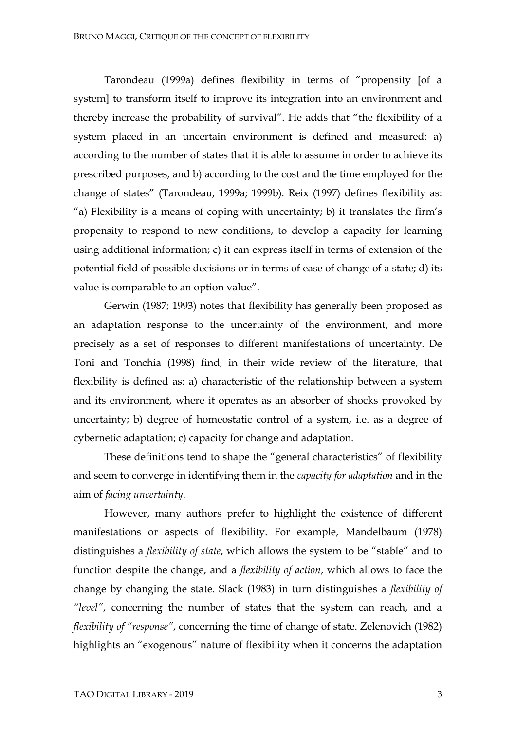Tarondeau (1999a) defines flexibility in terms of "propensity [of a system] to transform itself to improve its integration into an environment and thereby increase the probability of survival". He adds that "the flexibility of a system placed in an uncertain environment is defined and measured: a) according to the number of states that it is able to assume in order to achieve its prescribed purposes, and b) according to the cost and the time employed for the change of states" (Tarondeau, 1999a; 1999b). Reix (1997) defines flexibility as: "a) Flexibility is a means of coping with uncertainty; b) it translates the firm's propensity to respond to new conditions, to develop a capacity for learning using additional information; c) it can express itself in terms of extension of the potential field of possible decisions or in terms of ease of change of a state; d) its value is comparable to an option value".

Gerwin (1987; 1993) notes that flexibility has generally been proposed as an adaptation response to the uncertainty of the environment, and more precisely as a set of responses to different manifestations of uncertainty. De Toni and Tonchia (1998) find, in their wide review of the literature, that flexibility is defined as: a) characteristic of the relationship between a system and its environment, where it operates as an absorber of shocks provoked by uncertainty; b) degree of homeostatic control of a system, i.e. as a degree of cybernetic adaptation; c) capacity for change and adaptation.

These definitions tend to shape the "general characteristics" of flexibility and seem to converge in identifying them in the *capacity for adaptation* and in the aim of *facing uncertainty*.

However, many authors prefer to highlight the existence of different manifestations or aspects of flexibility. For example, Mandelbaum (1978) distinguishes a *flexibility of state*, which allows the system to be "stable" and to function despite the change, and a *flexibility of action*, which allows to face the change by changing the state. Slack (1983) in turn distinguishes a *flexibility of "level"*, concerning the number of states that the system can reach, and a *flexibility of "response"*, concerning the time of change of state. Zelenovich (1982) highlights an "exogenous" nature of flexibility when it concerns the adaptation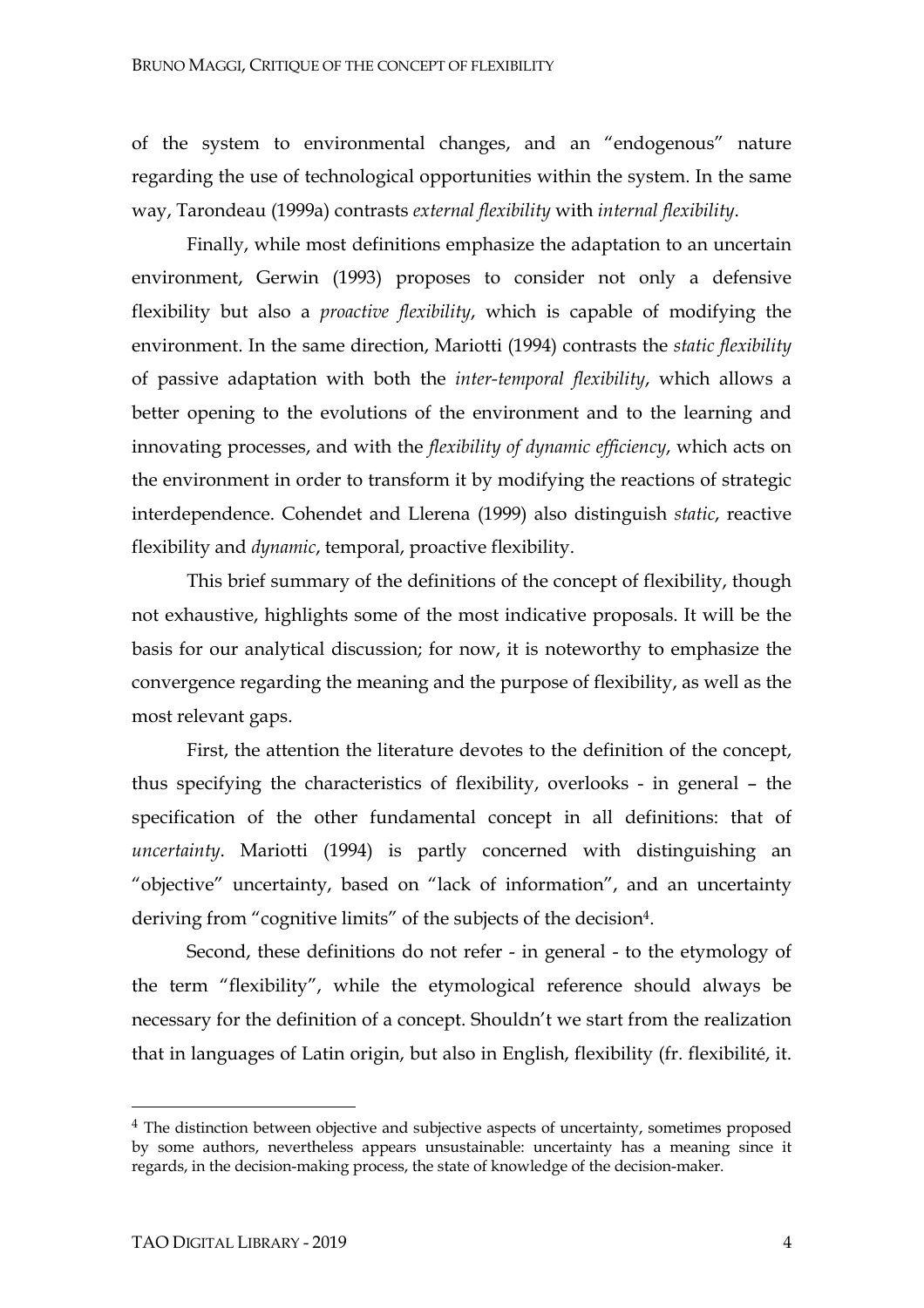of the system to environmental changes, and an "endogenous" nature regarding the use of technological opportunities within the system. In the same way, Tarondeau (1999a) contrasts *external flexibility* with *internal flexibility*.

Finally, while most definitions emphasize the adaptation to an uncertain environment, Gerwin (1993) proposes to consider not only a defensive flexibility but also a *proactive flexibility*, which is capable of modifying the environment. In the same direction, Mariotti (1994) contrasts the *static flexibility* of passive adaptation with both the *inter-temporal flexibility*, which allows a better opening to the evolutions of the environment and to the learning and innovating processes, and with the *flexibility of dynamic efficiency*, which acts on the environment in order to transform it by modifying the reactions of strategic interdependence. Cohendet and Llerena (1999) also distinguish *static*, reactive flexibility and *dynamic*, temporal, proactive flexibility.

This brief summary of the definitions of the concept of flexibility, though not exhaustive, highlights some of the most indicative proposals. It will be the basis for our analytical discussion; for now, it is noteworthy to emphasize the convergence regarding the meaning and the purpose of flexibility, as well as the most relevant gaps.

First, the attention the literature devotes to the definition of the concept, thus specifying the characteristics of flexibility, overlooks - in general – the specification of the other fundamental concept in all definitions: that of *uncertainty*. Mariotti (1994) is partly concerned with distinguishing an "objective" uncertainty, based on "lack of information", and an uncertainty deriving from "cognitive limits" of the subjects of the decision[4].

Second, these definitions do not refer - in general - to the etymology of the term "flexibility", while the etymological reference should always be necessary for the definition of a concept. Shouldn't we start from the realization that in languages of Latin origin, but also in English, flexibility (fr. flexibilité, it.

[4] The distinction between objective and subjective aspects of uncertainty, sometimes proposed by some authors, nevertheless appears unsustainable: uncertainty has a meaning since it regards, in the decision-making process, the state of knowledge of the decision-maker.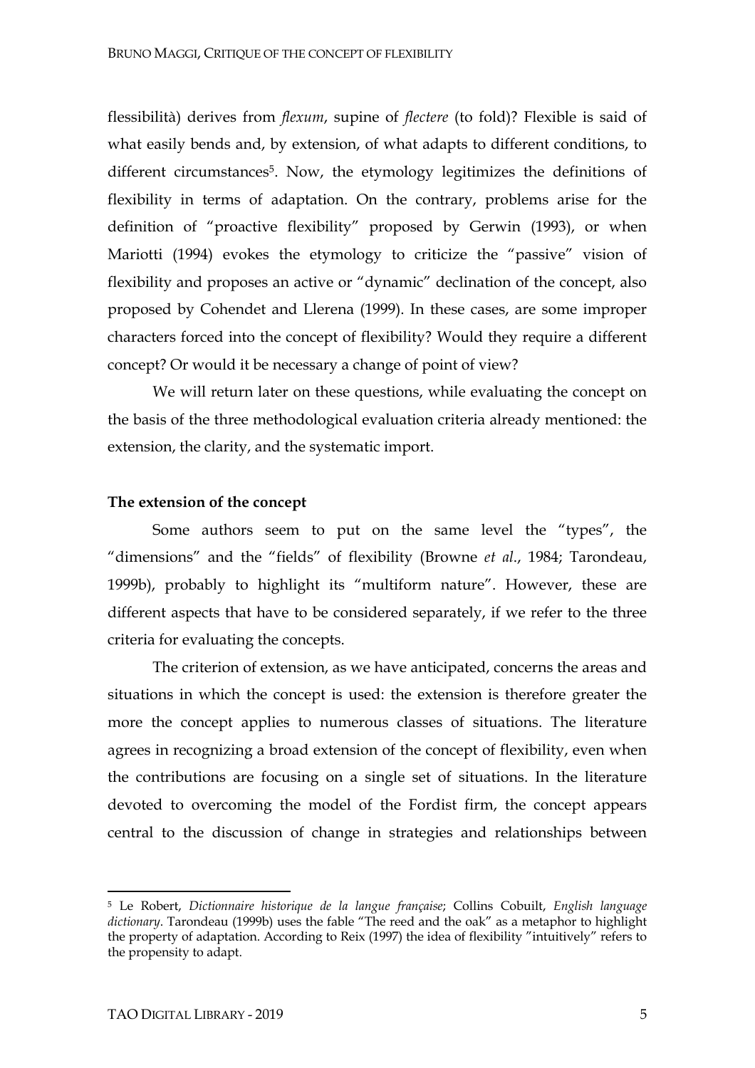flessibilità) derives from *flexum*, supine of *flectere* (to fold)? Flexible is said of what easily bends and, by extension, of what adapts to different conditions, to different circumstances[5]. Now, the etymology legitimizes the definitions of flexibility in terms of adaptation. On the contrary, problems arise for the definition of "proactive flexibility" proposed by Gerwin (1993), or when Mariotti (1994) evokes the etymology to criticize the "passive" vision of flexibility and proposes an active or "dynamic" declination of the concept, also proposed by Cohendet and Llerena (1999). In these cases, are some improper characters forced into the concept of flexibility? Would they require a different concept? Or would it be necessary a change of point of view?

We will return later on these questions, while evaluating the concept on the basis of the three methodological evaluation criteria already mentioned: the extension, the clarity, and the systematic import.

**The extension of the concept**

Some authors seem to put on the same level the "types", the "dimensions" and the "fields" of flexibility (Browne *et al.*, 1984; Tarondeau, 1999b), probably to highlight its "multiform nature". However, these are different aspects that have to be considered separately, if we refer to the three criteria for evaluating the concepts.

The criterion of extension, as we have anticipated, concerns the areas and situations in which the concept is used: the extension is therefore greater the more the concept applies to numerous classes of situations. The literature agrees in recognizing a broad extension of the concept of flexibility, even when the contributions are focusing on a single set of situations. In the literature devoted to overcoming the model of the Fordist firm, the concept appears central to the discussion of change in strategies and relationships between

[5] Le Robert, *Dictionnaire historique de la langue française*; Collins Cobuilt, *English language dictionary*. Tarondeau (1999b) uses the fable "The reed and the oak" as a metaphor to highlight the property of adaptation. According to Reix (1997) the idea of flexibility "intuitively" refers to the propensity to adapt.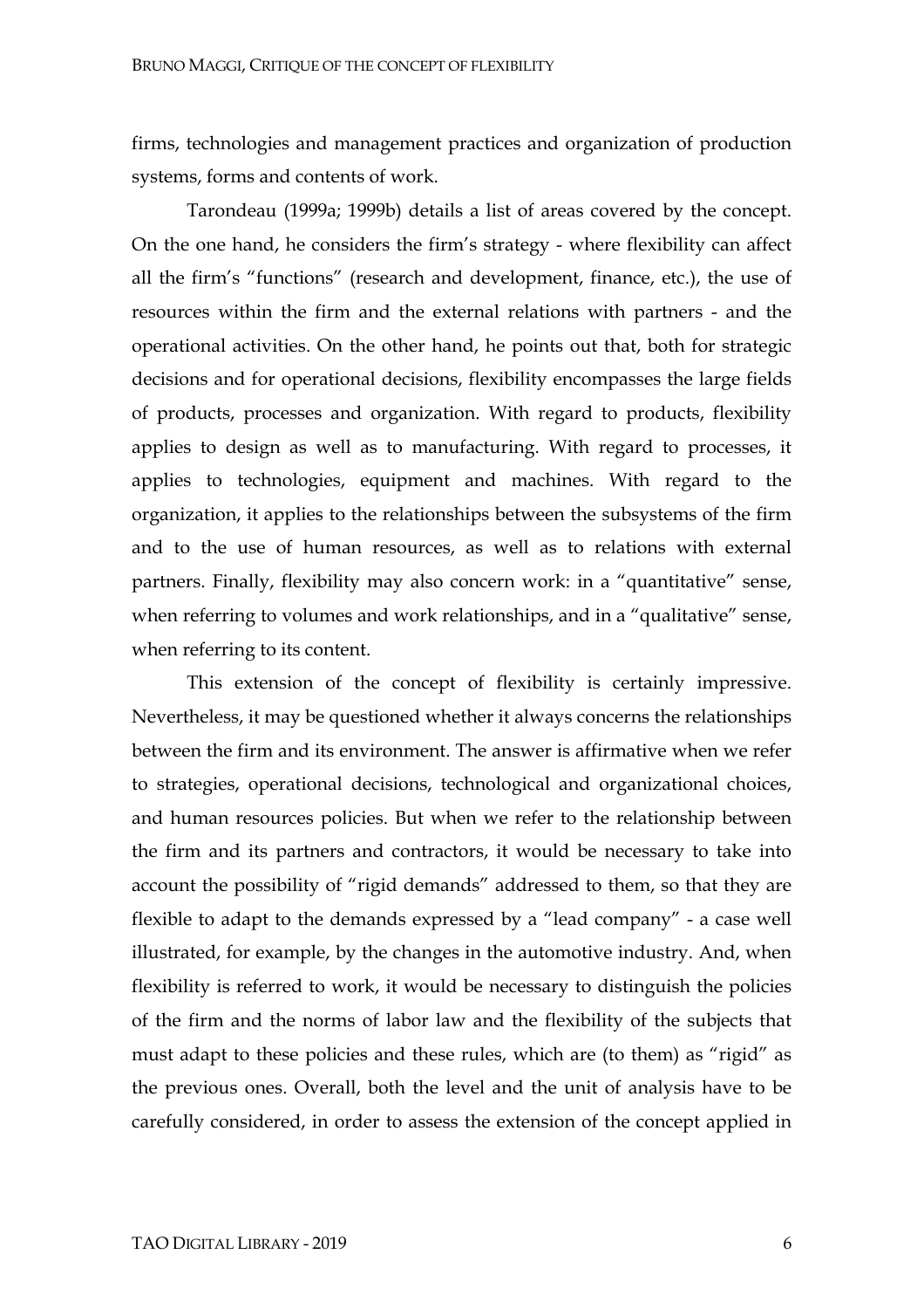firms, technologies and management practices and organization of production systems, forms and contents of work.

Tarondeau (1999a; 1999b) details a list of areas covered by the concept. On the one hand, he considers the firm's strategy - where flexibility can affect all the firm's "functions" (research and development, finance, etc.), the use of resources within the firm and the external relations with partners - and the operational activities. On the other hand, he points out that, both for strategic decisions and for operational decisions, flexibility encompasses the large fields of products, processes and organization. With regard to products, flexibility applies to design as well as to manufacturing. With regard to processes, it applies to technologies, equipment and machines. With regard to the organization, it applies to the relationships between the subsystems of the firm and to the use of human resources, as well as to relations with external partners. Finally, flexibility may also concern work: in a "quantitative" sense, when referring to volumes and work relationships, and in a "qualitative" sense, when referring to its content.

This extension of the concept of flexibility is certainly impressive. Nevertheless, it may be questioned whether it always concerns the relationships between the firm and its environment. The answer is affirmative when we refer to strategies, operational decisions, technological and organizational choices, and human resources policies. But when we refer to the relationship between the firm and its partners and contractors, it would be necessary to take into account the possibility of "rigid demands" addressed to them, so that they are flexible to adapt to the demands expressed by a "lead company" - a case well illustrated, for example, by the changes in the automotive industry. And, when flexibility is referred to work, it would be necessary to distinguish the policies of the firm and the norms of labor law and the flexibility of the subjects that must adapt to these policies and these rules, which are (to them) as "rigid" as the previous ones. Overall, both the level and the unit of analysis have to be carefully considered, in order to assess the extension of the concept applied in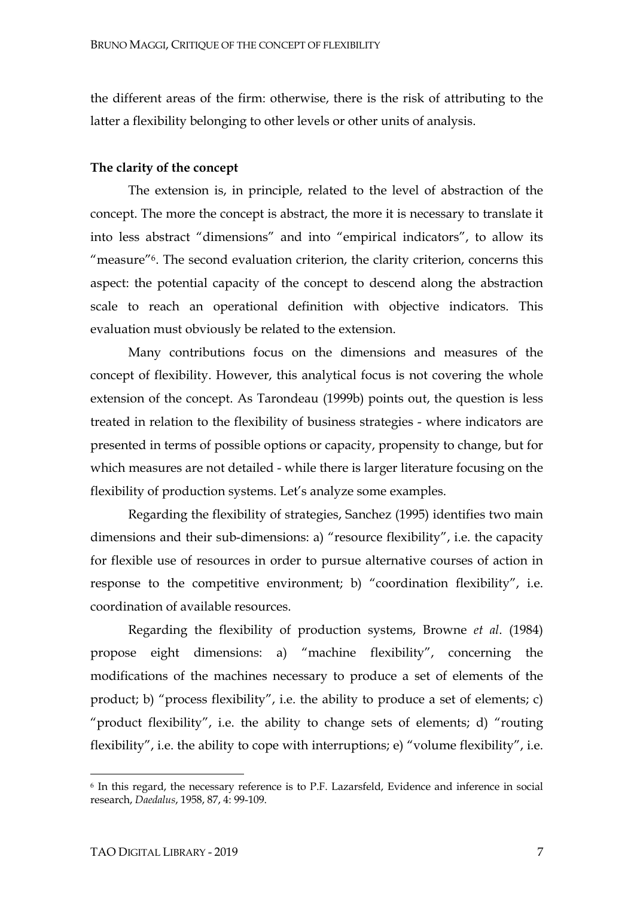the different areas of the firm: otherwise, there is the risk of attributing to the latter a flexibility belonging to other levels or other units of analysis.

**The clarity of the concept**

The extension is, in principle, related to the level of abstraction of the concept. The more the concept is abstract, the more it is necessary to translate it into less abstract "dimensions" and into "empirical indicators", to allow its "measure"[6]. The second evaluation criterion, the clarity criterion, concerns this aspect: the potential capacity of the concept to descend along the abstraction scale to reach an operational definition with objective indicators. This evaluation must obviously be related to the extension.

Many contributions focus on the dimensions and measures of the concept of flexibility. However, this analytical focus is not covering the whole extension of the concept. As Tarondeau (1999b) points out, the question is less treated in relation to the flexibility of business strategies - where indicators are presented in terms of possible options or capacity, propensity to change, but for which measures are not detailed - while there is larger literature focusing on the flexibility of production systems. Let's analyze some examples.

Regarding the flexibility of strategies, Sanchez (1995) identifies two main dimensions and their sub-dimensions: a) "resource flexibility", i.e. the capacity for flexible use of resources in order to pursue alternative courses of action in response to the competitive environment; b) "coordination flexibility", i.e. coordination of available resources.

Regarding the flexibility of production systems, Browne *et al*. (1984) propose eight dimensions: a) "machine flexibility", concerning the modifications of the machines necessary to produce a set of elements of the product; b) "process flexibility", i.e. the ability to produce a set of elements; c) "product flexibility", i.e. the ability to change sets of elements; d) "routing flexibility", i.e. the ability to cope with interruptions; e) "volume flexibility", i.e.

---

[6] In this regard, the necessary reference is to P.F. Lazarsfeld, Evidence and inference in social research, *Daedalus*, 1958, 87, 4: 99-109.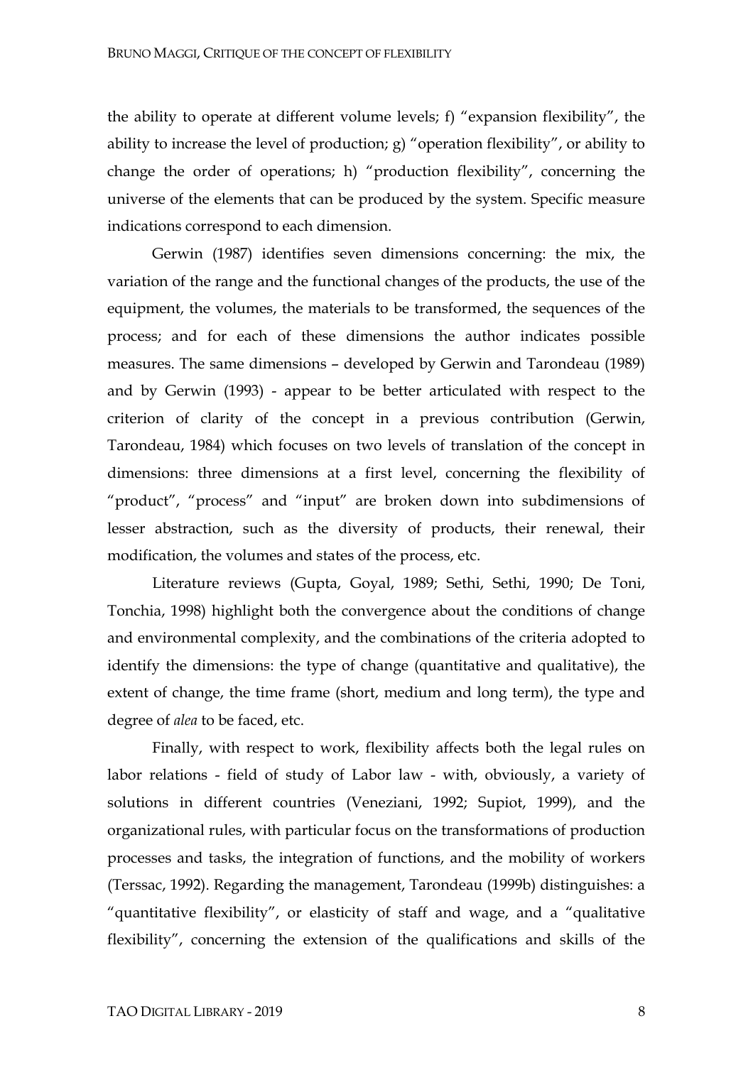the ability to operate at different volume levels; f) "expansion flexibility", the ability to increase the level of production; g) "operation flexibility", or ability to change the order of operations; h) "production flexibility", concerning the universe of the elements that can be produced by the system. Specific measure indications correspond to each dimension.

Gerwin (1987) identifies seven dimensions concerning: the mix, the variation of the range and the functional changes of the products, the use of the equipment, the volumes, the materials to be transformed, the sequences of the process; and for each of these dimensions the author indicates possible measures. The same dimensions – developed by Gerwin and Tarondeau (1989) and by Gerwin (1993) - appear to be better articulated with respect to the criterion of clarity of the concept in a previous contribution (Gerwin, Tarondeau, 1984) which focuses on two levels of translation of the concept in dimensions: three dimensions at a first level, concerning the flexibility of "product", "process" and "input" are broken down into subdimensions of lesser abstraction, such as the diversity of products, their renewal, their modification, the volumes and states of the process, etc.

Literature reviews (Gupta, Goyal, 1989; Sethi, Sethi, 1990; De Toni, Tonchia, 1998) highlight both the convergence about the conditions of change and environmental complexity, and the combinations of the criteria adopted to identify the dimensions: the type of change (quantitative and qualitative), the extent of change, the time frame (short, medium and long term), the type and degree of *alea* to be faced, etc.

Finally, with respect to work, flexibility affects both the legal rules on labor relations - field of study of Labor law - with, obviously, a variety of solutions in different countries (Veneziani, 1992; Supiot, 1999), and the organizational rules, with particular focus on the transformations of production processes and tasks, the integration of functions, and the mobility of workers (Terssac, 1992). Regarding the management, Tarondeau (1999b) distinguishes: a "quantitative flexibility", or elasticity of staff and wage, and a "qualitative flexibility", concerning the extension of the qualifications and skills of the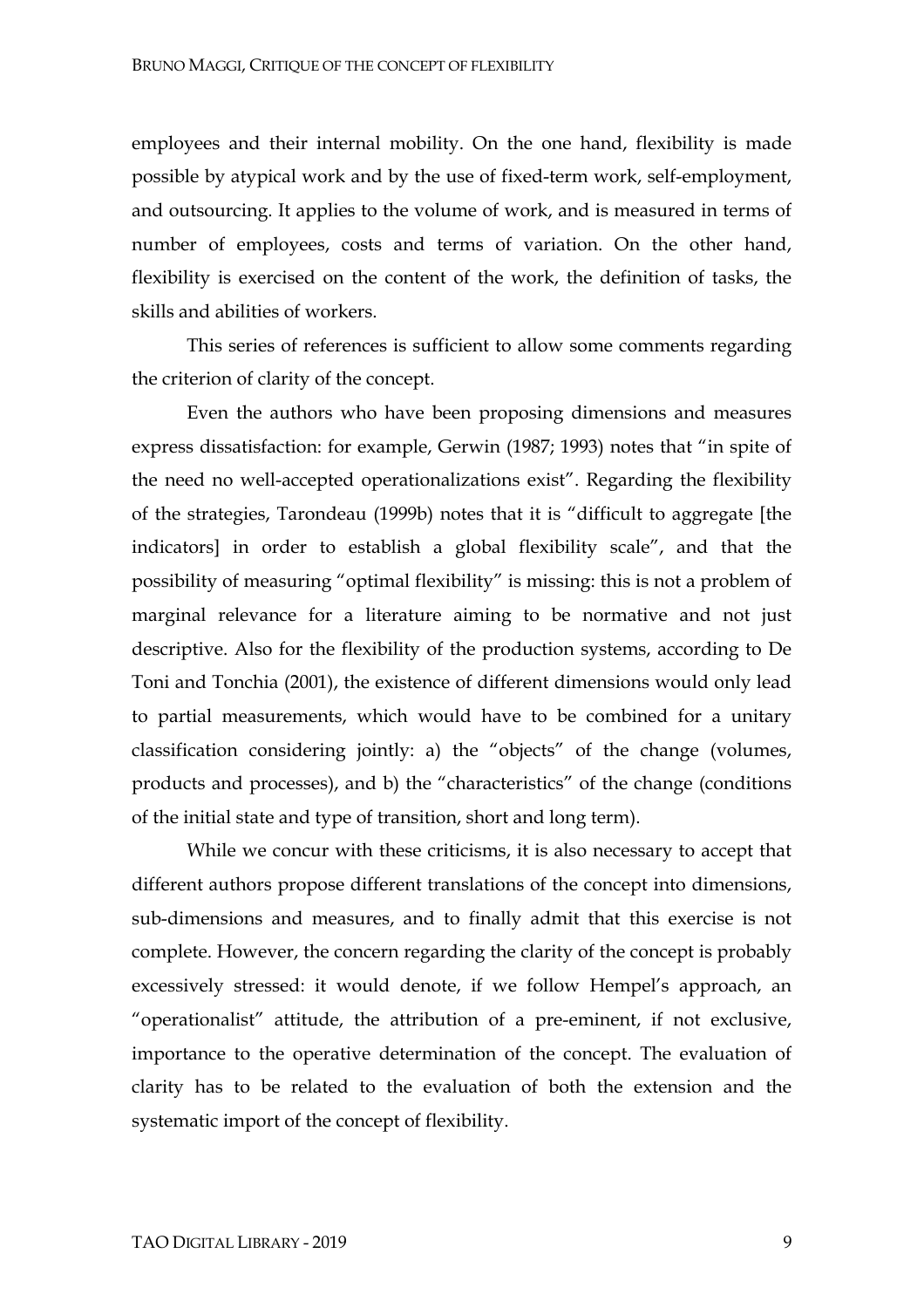employees and their internal mobility. On the one hand, flexibility is made possible by atypical work and by the use of fixed-term work, self-employment, and outsourcing. It applies to the volume of work, and is measured in terms of number of employees, costs and terms of variation. On the other hand, flexibility is exercised on the content of the work, the definition of tasks, the skills and abilities of workers.

This series of references is sufficient to allow some comments regarding the criterion of clarity of the concept.

Even the authors who have been proposing dimensions and measures express dissatisfaction: for example, Gerwin (1987; 1993) notes that "in spite of the need no well-accepted operationalizations exist". Regarding the flexibility of the strategies, Tarondeau (1999b) notes that it is "difficult to aggregate [the indicators] in order to establish a global flexibility scale", and that the possibility of measuring "optimal flexibility" is missing: this is not a problem of marginal relevance for a literature aiming to be normative and not just descriptive. Also for the flexibility of the production systems, according to De Toni and Tonchia (2001), the existence of different dimensions would only lead to partial measurements, which would have to be combined for a unitary classification considering jointly: a) the "objects" of the change (volumes, products and processes), and b) the "characteristics" of the change (conditions of the initial state and type of transition, short and long term).

While we concur with these criticisms, it is also necessary to accept that different authors propose different translations of the concept into dimensions, sub-dimensions and measures, and to finally admit that this exercise is not complete. However, the concern regarding the clarity of the concept is probably excessively stressed: it would denote, if we follow Hempel's approach, an "operationalist" attitude, the attribution of a pre-eminent, if not exclusive, importance to the operative determination of the concept. The evaluation of clarity has to be related to the evaluation of both the extension and the systematic import of the concept of flexibility.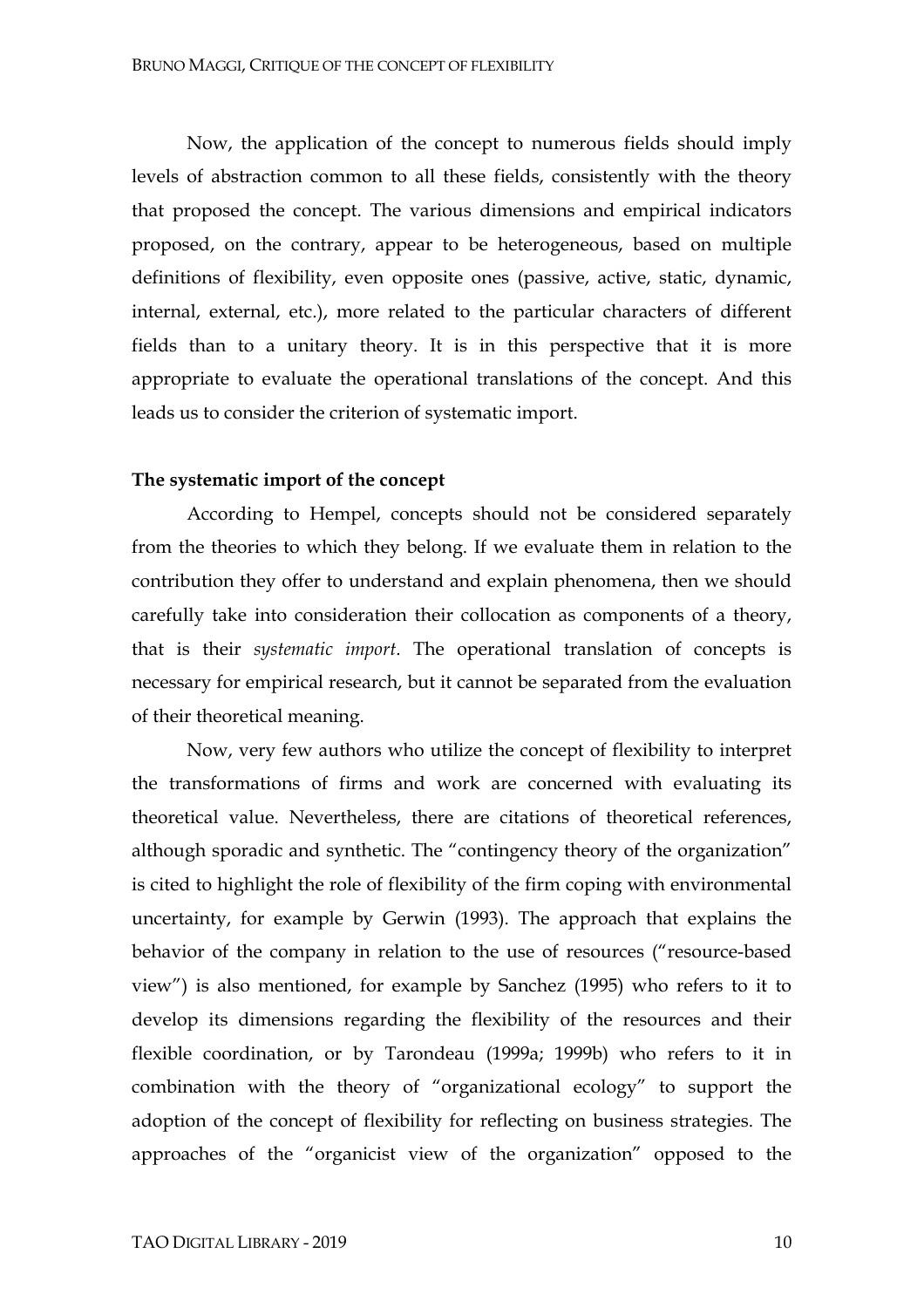Now, the application of the concept to numerous fields should imply levels of abstraction common to all these fields, consistently with the theory that proposed the concept. The various dimensions and empirical indicators proposed, on the contrary, appear to be heterogeneous, based on multiple definitions of flexibility, even opposite ones (passive, active, static, dynamic, internal, external, etc.), more related to the particular characters of different fields than to a unitary theory. It is in this perspective that it is more appropriate to evaluate the operational translations of the concept. And this leads us to consider the criterion of systematic import.

**The systematic import of the concept**

According to Hempel, concepts should not be considered separately from the theories to which they belong. If we evaluate them in relation to the contribution they offer to understand and explain phenomena, then we should carefully take into consideration their collocation as components of a theory, that is their *systematic import*. The operational translation of concepts is necessary for empirical research, but it cannot be separated from the evaluation of their theoretical meaning.

Now, very few authors who utilize the concept of flexibility to interpret the transformations of firms and work are concerned with evaluating its theoretical value. Nevertheless, there are citations of theoretical references, although sporadic and synthetic. The "contingency theory of the organization" is cited to highlight the role of flexibility of the firm coping with environmental uncertainty, for example by Gerwin (1993). The approach that explains the behavior of the company in relation to the use of resources ("resource-based view") is also mentioned, for example by Sanchez (1995) who refers to it to develop its dimensions regarding the flexibility of the resources and their flexible coordination, or by Tarondeau (1999a; 1999b) who refers to it in combination with the theory of "organizational ecology" to support the adoption of the concept of flexibility for reflecting on business strategies. The approaches of the "organicist view of the organization" opposed to the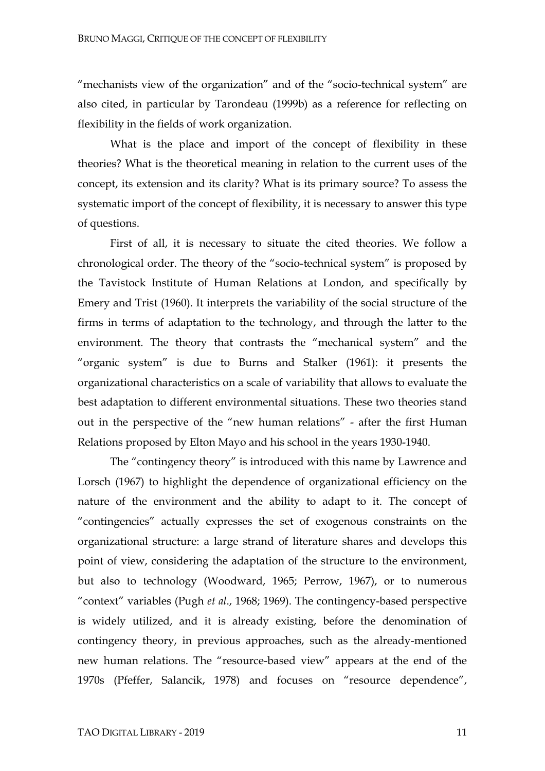"mechanists view of the organization" and of the "socio-technical system" are also cited, in particular by Tarondeau (1999b) as a reference for reflecting on flexibility in the fields of work organization.

What is the place and import of the concept of flexibility in these theories? What is the theoretical meaning in relation to the current uses of the concept, its extension and its clarity? What is its primary source? To assess the systematic import of the concept of flexibility, it is necessary to answer this type of questions.

First of all, it is necessary to situate the cited theories. We follow a chronological order. The theory of the "socio-technical system" is proposed by the Tavistock Institute of Human Relations at London, and specifically by Emery and Trist (1960). It interprets the variability of the social structure of the firms in terms of adaptation to the technology, and through the latter to the environment. The theory that contrasts the "mechanical system" and the "organic system" is due to Burns and Stalker (1961): it presents the organizational characteristics on a scale of variability that allows to evaluate the best adaptation to different environmental situations. These two theories stand out in the perspective of the "new human relations" - after the first Human Relations proposed by Elton Mayo and his school in the years 1930-1940.

The "contingency theory" is introduced with this name by Lawrence and Lorsch (1967) to highlight the dependence of organizational efficiency on the nature of the environment and the ability to adapt to it. The concept of "contingencies" actually expresses the set of exogenous constraints on the organizational structure: a large strand of literature shares and develops this point of view, considering the adaptation of the structure to the environment, but also to technology (Woodward, 1965; Perrow, 1967), or to numerous "context" variables (Pugh *et al*., 1968; 1969). The contingency-based perspective is widely utilized, and it is already existing, before the denomination of contingency theory, in previous approaches, such as the already-mentioned new human relations. The "resource-based view" appears at the end of the 1970s (Pfeffer, Salancik, 1978) and focuses on "resource dependence",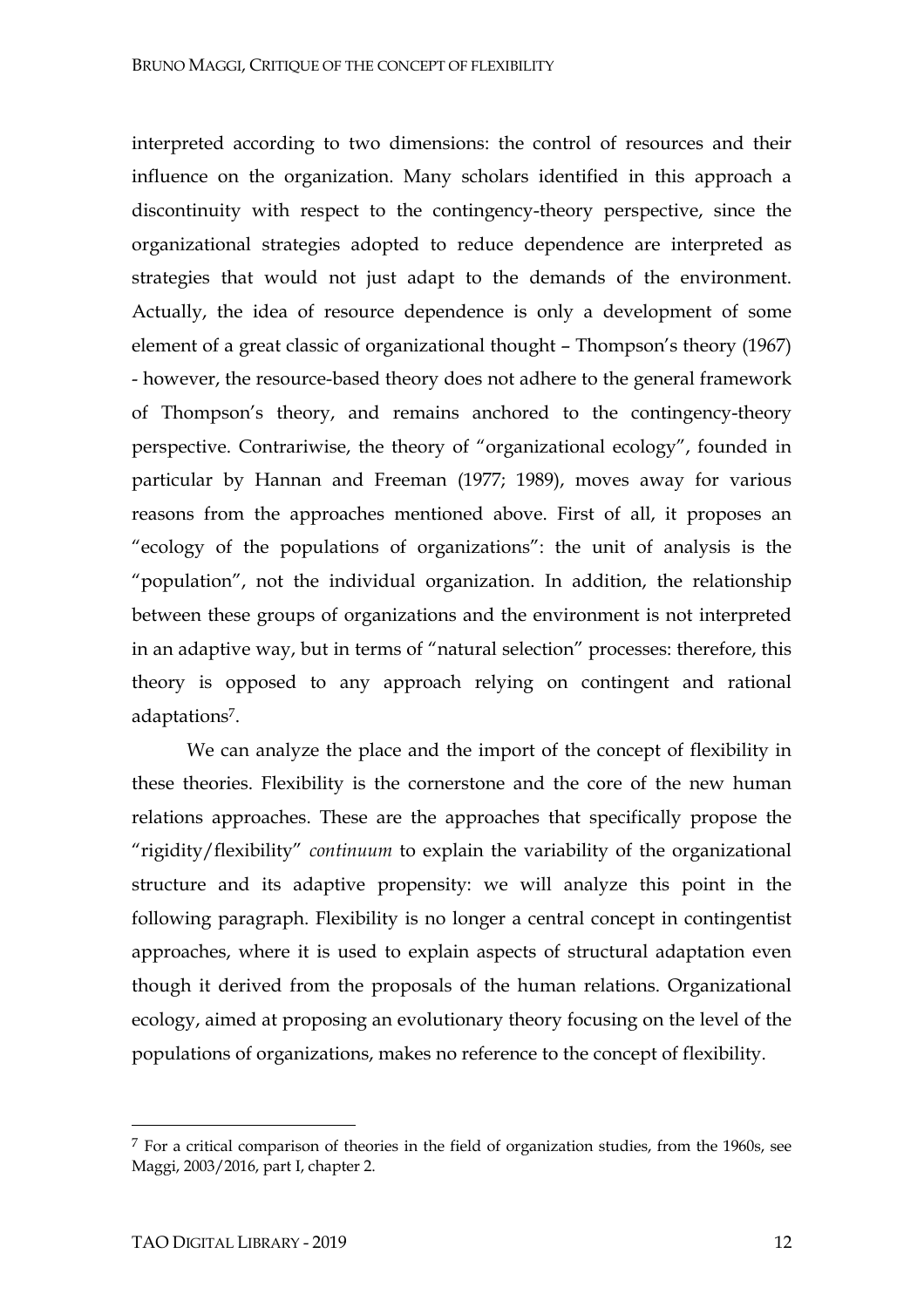interpreted according to two dimensions: the control of resources and their influence on the organization. Many scholars identified in this approach a discontinuity with respect to the contingency-theory perspective, since the organizational strategies adopted to reduce dependence are interpreted as strategies that would not just adapt to the demands of the environment. Actually, the idea of resource dependence is only a development of some element of a great classic of organizational thought – Thompson's theory (1967) - however, the resource-based theory does not adhere to the general framework of Thompson's theory, and remains anchored to the contingency-theory perspective. Contrariwise, the theory of "organizational ecology", founded in particular by Hannan and Freeman (1977; 1989), moves away for various reasons from the approaches mentioned above. First of all, it proposes an "ecology of the populations of organizations": the unit of analysis is the "population", not the individual organization. In addition, the relationship between these groups of organizations and the environment is not interpreted in an adaptive way, but in terms of "natural selection" processes: therefore, this theory is opposed to any approach relying on contingent and rational adaptations[7].

We can analyze the place and the import of the concept of flexibility in these theories. Flexibility is the cornerstone and the core of the new human relations approaches. These are the approaches that specifically propose the "rigidity/flexibility" *continuum* to explain the variability of the organizational structure and its adaptive propensity: we will analyze this point in the following paragraph. Flexibility is no longer a central concept in contingentist approaches, where it is used to explain aspects of structural adaptation even though it derived from the proposals of the human relations. Organizational ecology, aimed at proposing an evolutionary theory focusing on the level of the populations of organizations, makes no reference to the concept of flexibility.

[7] For a critical comparison of theories in the field of organization studies, from the 1960s, see Maggi, 2003/2016, part I, chapter 2.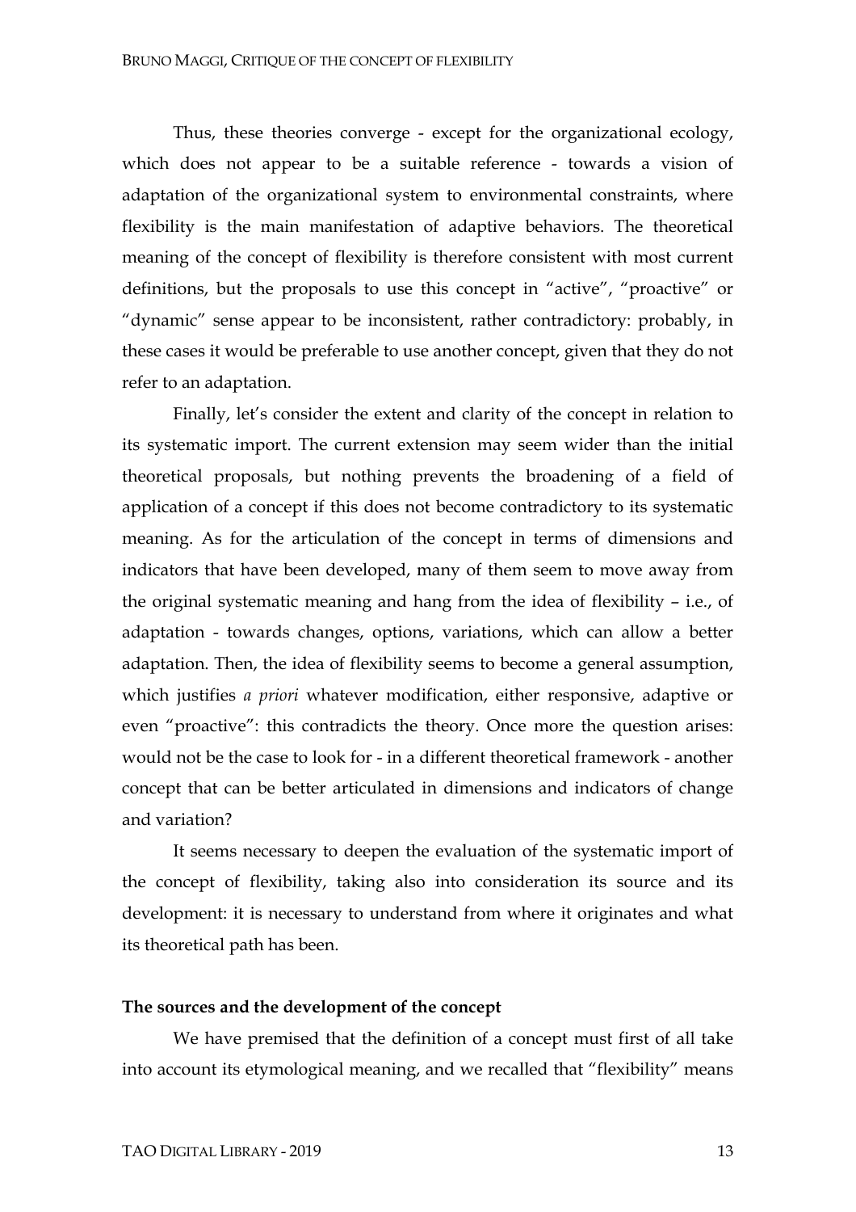Thus, these theories converge - except for the organizational ecology, which does not appear to be a suitable reference - towards a vision of adaptation of the organizational system to environmental constraints, where flexibility is the main manifestation of adaptive behaviors. The theoretical meaning of the concept of flexibility is therefore consistent with most current definitions, but the proposals to use this concept in "active", "proactive" or "dynamic" sense appear to be inconsistent, rather contradictory: probably, in these cases it would be preferable to use another concept, given that they do not refer to an adaptation.

Finally, let's consider the extent and clarity of the concept in relation to its systematic import. The current extension may seem wider than the initial theoretical proposals, but nothing prevents the broadening of a field of application of a concept if this does not become contradictory to its systematic meaning. As for the articulation of the concept in terms of dimensions and indicators that have been developed, many of them seem to move away from the original systematic meaning and hang from the idea of flexibility – i.e., of adaptation - towards changes, options, variations, which can allow a better adaptation. Then, the idea of flexibility seems to become a general assumption, which justifies *a priori* whatever modification, either responsive, adaptive or even "proactive": this contradicts the theory. Once more the question arises: would not be the case to look for - in a different theoretical framework - another concept that can be better articulated in dimensions and indicators of change and variation?

It seems necessary to deepen the evaluation of the systematic import of the concept of flexibility, taking also into consideration its source and its development: it is necessary to understand from where it originates and what its theoretical path has been.

**The sources and the development of the concept**

We have premised that the definition of a concept must first of all take into account its etymological meaning, and we recalled that "flexibility" means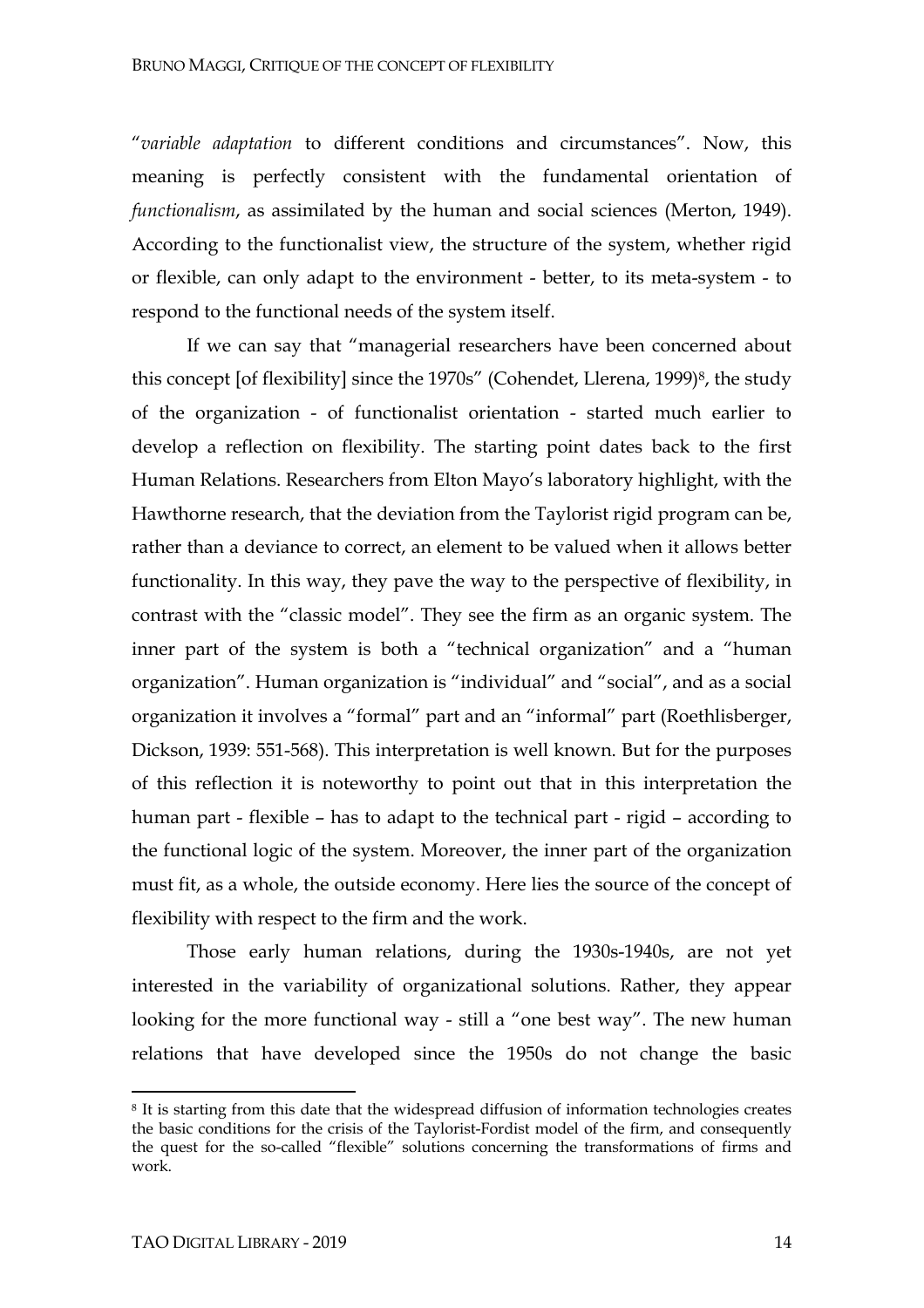"*variable adaptation* to different conditions and circumstances". Now, this meaning is perfectly consistent with the fundamental orientation of *functionalism*, as assimilated by the human and social sciences (Merton, 1949). According to the functionalist view, the structure of the system, whether rigid or flexible, can only adapt to the environment - better, to its meta-system - to respond to the functional needs of the system itself.

If we can say that "managerial researchers have been concerned about this concept [of flexibility] since the 1970s" (Cohendet, Llerena, 1999)[8], the study of the organization - of functionalist orientation - started much earlier to develop a reflection on flexibility. The starting point dates back to the first Human Relations. Researchers from Elton Mayo's laboratory highlight, with the Hawthorne research, that the deviation from the Taylorist rigid program can be, rather than a deviance to correct, an element to be valued when it allows better functionality. In this way, they pave the way to the perspective of flexibility, in contrast with the "classic model". They see the firm as an organic system. The inner part of the system is both a "technical organization" and a "human organization". Human organization is "individual" and "social", and as a social organization it involves a "formal" part and an "informal" part (Roethlisberger, Dickson, 1939: 551-568). This interpretation is well known. But for the purposes of this reflection it is noteworthy to point out that in this interpretation the human part - flexible – has to adapt to the technical part - rigid – according to the functional logic of the system. Moreover, the inner part of the organization must fit, as a whole, the outside economy. Here lies the source of the concept of flexibility with respect to the firm and the work.

Those early human relations, during the 1930s-1940s, are not yet interested in the variability of organizational solutions. Rather, they appear looking for the more functional way - still a "one best way". The new human relations that have developed since the 1950s do not change the basic

---

[8] It is starting from this date that the widespread diffusion of information technologies creates the basic conditions for the crisis of the Taylorist-Fordist model of the firm, and consequently the quest for the so-called "flexible" solutions concerning the transformations of firms and work.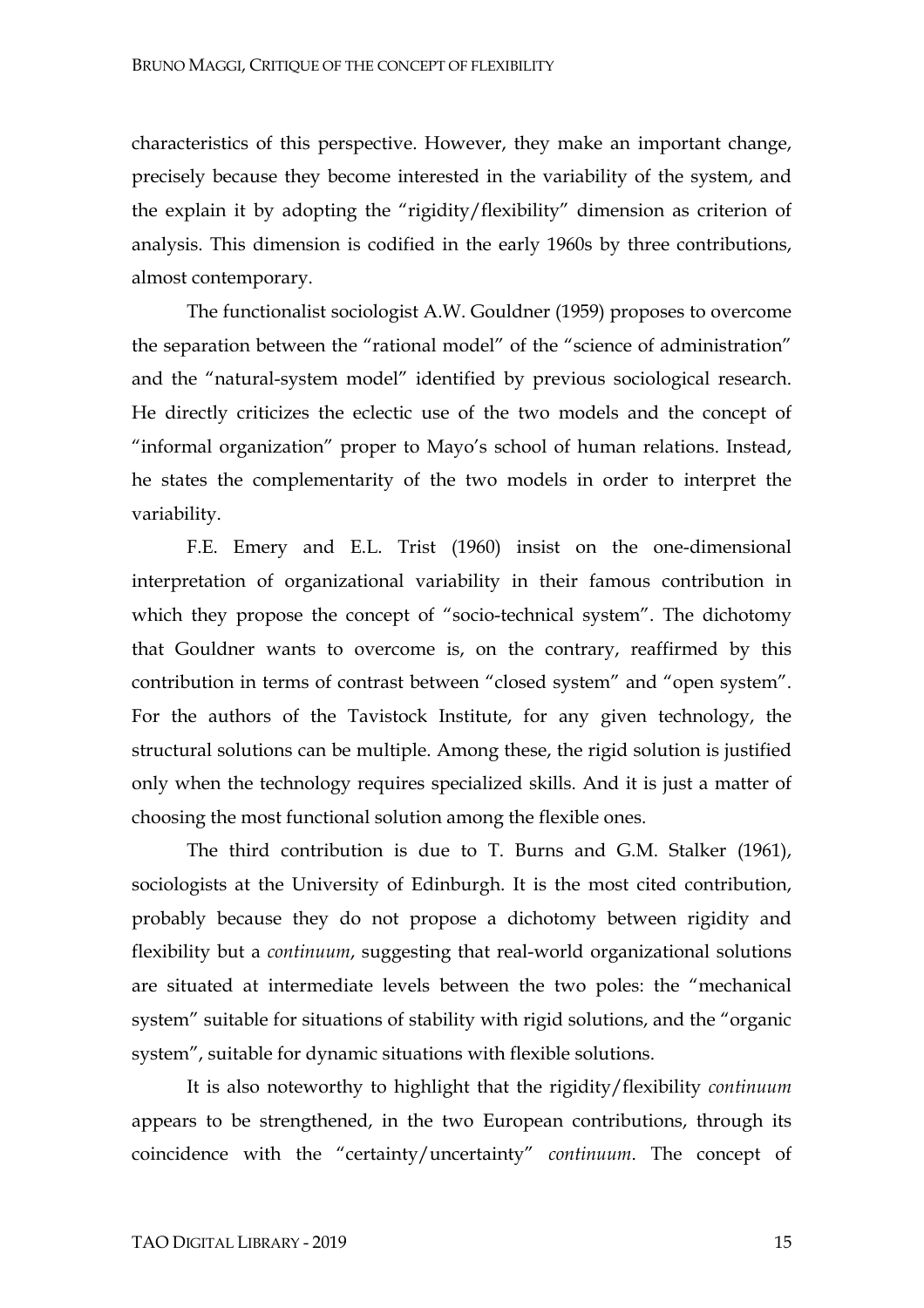characteristics of this perspective. However, they make an important change, precisely because they become interested in the variability of the system, and the explain it by adopting the "rigidity/flexibility" dimension as criterion of analysis. This dimension is codified in the early 1960s by three contributions, almost contemporary.

The functionalist sociologist A.W. Gouldner (1959) proposes to overcome the separation between the "rational model" of the "science of administration" and the "natural-system model" identified by previous sociological research. He directly criticizes the eclectic use of the two models and the concept of "informal organization" proper to Mayo's school of human relations. Instead, he states the complementarity of the two models in order to interpret the variability.

F.E. Emery and E.L. Trist (1960) insist on the one-dimensional interpretation of organizational variability in their famous contribution in which they propose the concept of "socio-technical system". The dichotomy that Gouldner wants to overcome is, on the contrary, reaffirmed by this contribution in terms of contrast between "closed system" and "open system". For the authors of the Tavistock Institute, for any given technology, the structural solutions can be multiple. Among these, the rigid solution is justified only when the technology requires specialized skills. And it is just a matter of choosing the most functional solution among the flexible ones.

The third contribution is due to T. Burns and G.M. Stalker (1961), sociologists at the University of Edinburgh. It is the most cited contribution, probably because they do not propose a dichotomy between rigidity and flexibility but a *continuum*, suggesting that real-world organizational solutions are situated at intermediate levels between the two poles: the "mechanical system" suitable for situations of stability with rigid solutions, and the "organic system", suitable for dynamic situations with flexible solutions.

It is also noteworthy to highlight that the rigidity/flexibility *continuum* appears to be strengthened, in the two European contributions, through its coincidence with the "certainty/uncertainty" *continuum*. The concept of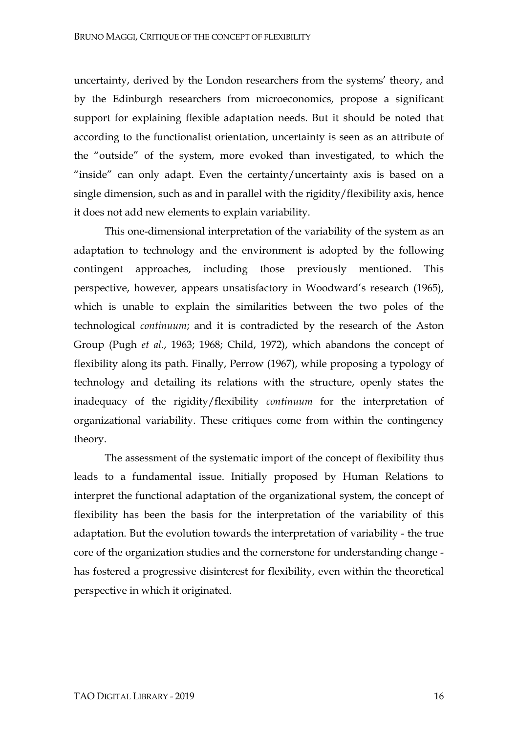uncertainty, derived by the London researchers from the systems' theory, and by the Edinburgh researchers from microeconomics, propose a significant support for explaining flexible adaptation needs. But it should be noted that according to the functionalist orientation, uncertainty is seen as an attribute of the "outside" of the system, more evoked than investigated, to which the "inside" can only adapt. Even the certainty/uncertainty axis is based on a single dimension, such as and in parallel with the rigidity/flexibility axis, hence it does not add new elements to explain variability.

This one-dimensional interpretation of the variability of the system as an adaptation to technology and the environment is adopted by the following contingent approaches, including those previously mentioned. This perspective, however, appears unsatisfactory in Woodward's research (1965), which is unable to explain the similarities between the two poles of the technological *continuum*; and it is contradicted by the research of the Aston Group (Pugh *et al*., 1963; 1968; Child, 1972), which abandons the concept of flexibility along its path. Finally, Perrow (1967), while proposing a typology of technology and detailing its relations with the structure, openly states the inadequacy of the rigidity/flexibility *continuum* for the interpretation of organizational variability. These critiques come from within the contingency theory.

The assessment of the systematic import of the concept of flexibility thus leads to a fundamental issue. Initially proposed by Human Relations to interpret the functional adaptation of the organizational system, the concept of flexibility has been the basis for the interpretation of the variability of this adaptation. But the evolution towards the interpretation of variability - the true core of the organization studies and the cornerstone for understanding change - has fostered a progressive disinterest for flexibility, even within the theoretical perspective in which it originated.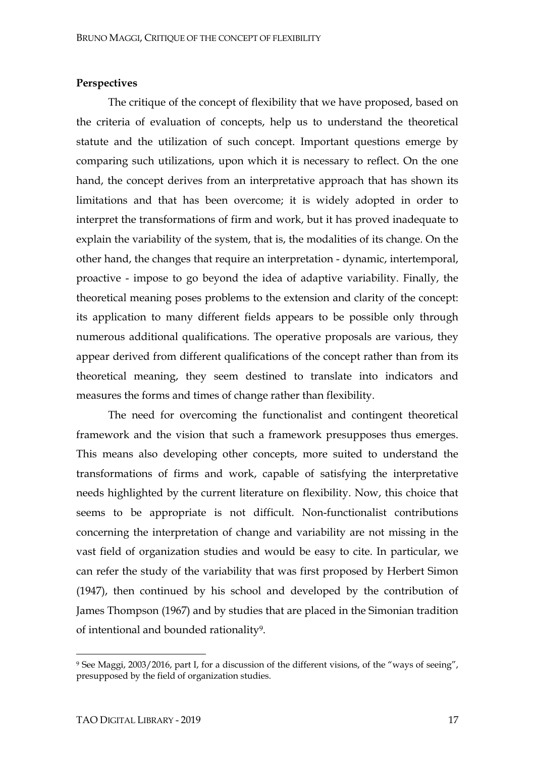**Perspectives**

The critique of the concept of flexibility that we have proposed, based on the criteria of evaluation of concepts, help us to understand the theoretical statute and the utilization of such concept. Important questions emerge by comparing such utilizations, upon which it is necessary to reflect. On the one hand, the concept derives from an interpretative approach that has shown its limitations and that has been overcome; it is widely adopted in order to interpret the transformations of firm and work, but it has proved inadequate to explain the variability of the system, that is, the modalities of its change. On the other hand, the changes that require an interpretation - dynamic, intertemporal, proactive - impose to go beyond the idea of adaptive variability. Finally, the theoretical meaning poses problems to the extension and clarity of the concept: its application to many different fields appears to be possible only through numerous additional qualifications. The operative proposals are various, they appear derived from different qualifications of the concept rather than from its theoretical meaning, they seem destined to translate into indicators and measures the forms and times of change rather than flexibility.

The need for overcoming the functionalist and contingent theoretical framework and the vision that such a framework presupposes thus emerges. This means also developing other concepts, more suited to understand the transformations of firms and work, capable of satisfying the interpretative needs highlighted by the current literature on flexibility. Now, this choice that seems to be appropriate is not difficult. Non-functionalist contributions concerning the interpretation of change and variability are not missing in the vast field of organization studies and would be easy to cite. In particular, we can refer the study of the variability that was first proposed by Herbert Simon (1947), then continued by his school and developed by the contribution of James Thompson (1967) and by studies that are placed in the Simonian tradition of intentional and bounded rationality[9].

[9] See Maggi, 2003/2016, part I, for a discussion of the different visions, of the "ways of seeing", presupposed by the field of organization studies.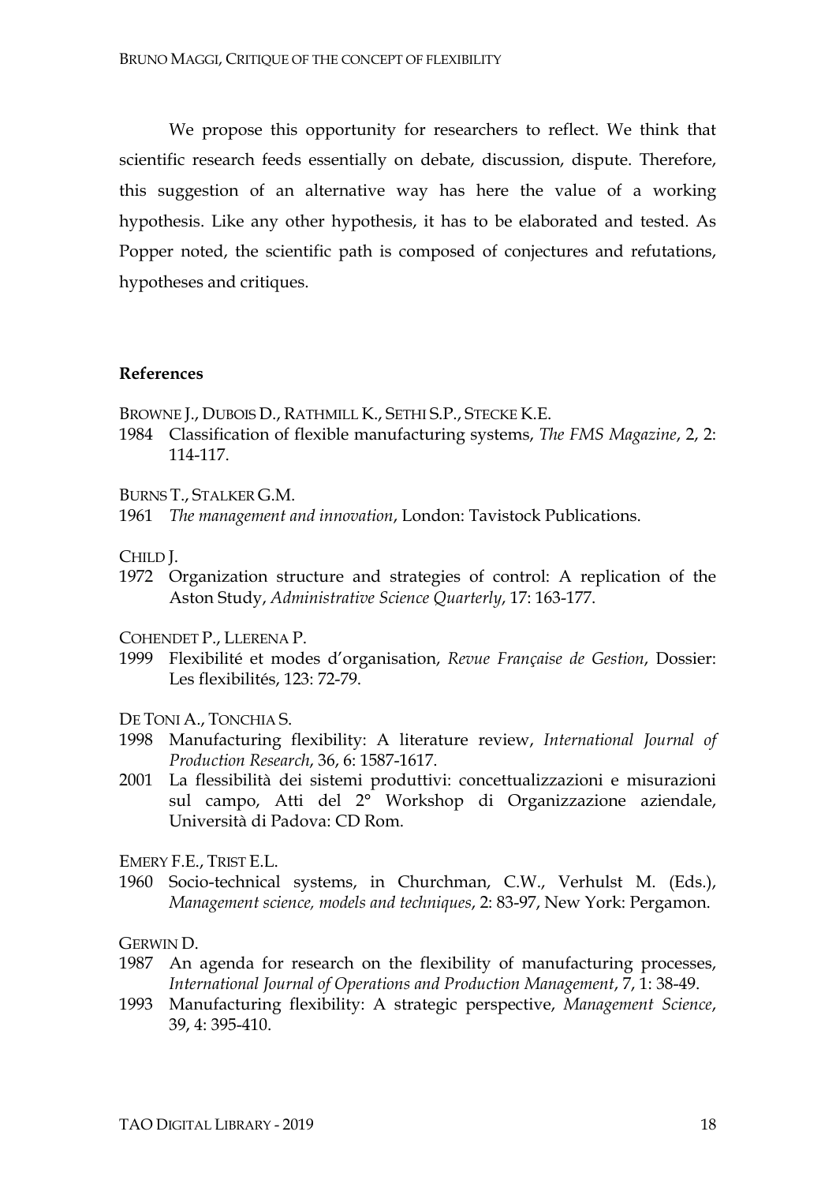We propose this opportunity for researchers to reflect. We think that scientific research feeds essentially on debate, discussion, dispute. Therefore, this suggestion of an alternative way has here the value of a working hypothesis. Like any other hypothesis, it has to be elaborated and tested. As Popper noted, the scientific path is composed of conjectures and refutations, hypotheses and critiques.

**References**

BROWNE J., DUBOIS D., RATHMILL K., SETHI S.P., STECKE K.E.

1984 Classification of flexible manufacturing systems, *The FMS Magazine*, 2, 2: 114-117.

BURNS T., STALKER G.M.

1961 *The management and innovation*, London: Tavistock Publications.

CHILD J.

1972 Organization structure and strategies of control: A replication of the Aston Study, *Administrative Science Quarterly*, 17: 163-177.

COHENDET P., LLERENA P.

1999 Flexibilité et modes d'organisation, *Revue Française de Gestion*, Dossier: Les flexibilités, 123: 72-79.

DE TONI A., TONCHIA S.

1998 Manufacturing flexibility: A literature review, *International Journal of Production Research*, 36, 6: 1587-1617.

2001 La flessibilità dei sistemi produttivi: concettualizzazioni e misurazioni sul campo, Atti del 2° Workshop di Organizzazione aziendale, Università di Padova: CD Rom.

EMERY F.E., TRIST E.L.

1960 Socio-technical systems, in Churchman, C.W., Verhulst M. (Eds.), *Management science, models and techniques*, 2: 83-97, New York: Pergamon.

GERWIN D.

1987 An agenda for research on the flexibility of manufacturing processes, *International Journal of Operations and Production Management*, 7, 1: 38-49.

1993 Manufacturing flexibility: A strategic perspective, *Management Science*, 39, 4: 395-410.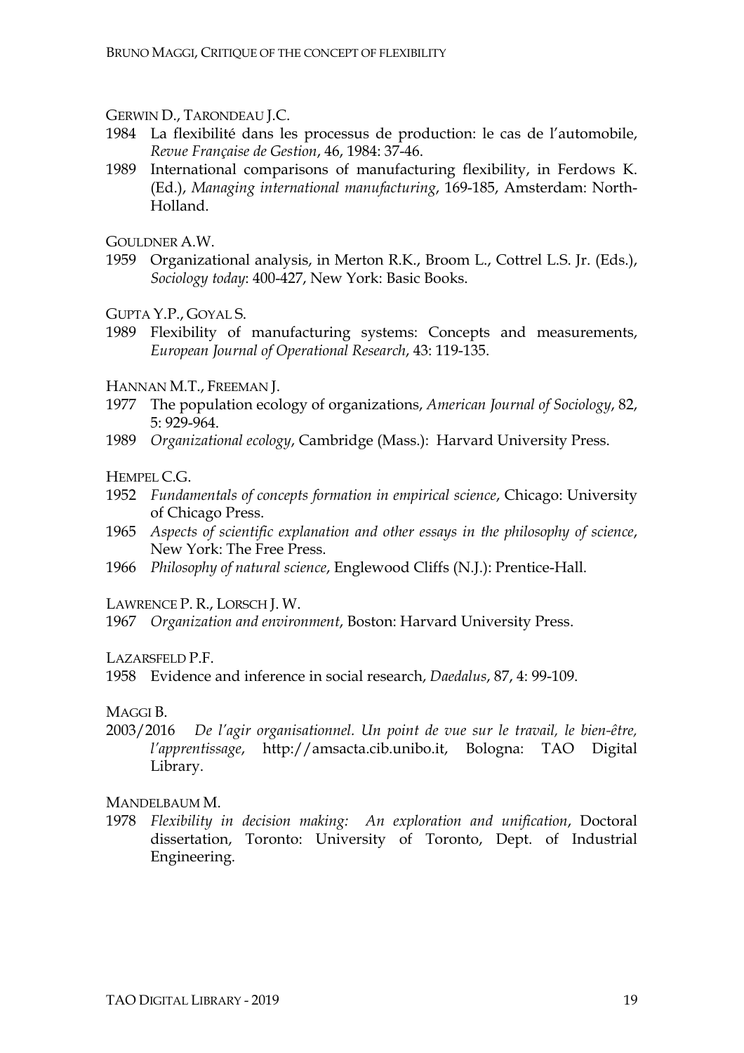GERWIN D., TARONDEAU J.C.

1984 La flexibilité dans les processus de production: le cas de l'automobile, *Revue Française de Gestion*, 46, 1984: 37-46.

1989 International comparisons of manufacturing flexibility, in Ferdows K. (Ed.), *Managing international manufacturing*, 169-185, Amsterdam: North-Holland.

GOULDNER A.W.

1959 Organizational analysis, in Merton R.K., Broom L., Cottrel L.S. Jr. (Eds.), *Sociology today*: 400-427, New York: Basic Books.

GUPTA Y.P., GOYAL S.

1989 Flexibility of manufacturing systems: Concepts and measurements, *European Journal of Operational Research*, 43: 119-135.

HANNAN M.T., FREEMAN J.

1977 The population ecology of organizations, *American Journal of Sociology*, 82, 5: 929-964.

1989 *Organizational ecology*, Cambridge (Mass.): Harvard University Press.

HEMPEL C.G.

1952 *Fundamentals of concepts formation in empirical science*, Chicago: University of Chicago Press.

1965 *Aspects of scientific explanation and other essays in the philosophy of science*, New York: The Free Press.

1966 *Philosophy of natural science*, Englewood Cliffs (N.J.): Prentice-Hall.

LAWRENCE P. R., LORSCH J. W.

1967 *Organization and environment*, Boston: Harvard University Press.

LAZARSFELD P.F.

1958 Evidence and inference in social research, *Daedalus*, 87, 4: 99-109.

MAGGI B.

2003/2016 *De l'agir organisationnel. Un point de vue sur le travail, le bien-être, l'apprentissage*, http://amsacta.cib.unibo.it, Bologna: TAO Digital Library.

MANDELBAUM M.

1978 *Flexibility in decision making: An exploration and unification*, Doctoral dissertation, Toronto: University of Toronto, Dept. of Industrial Engineering.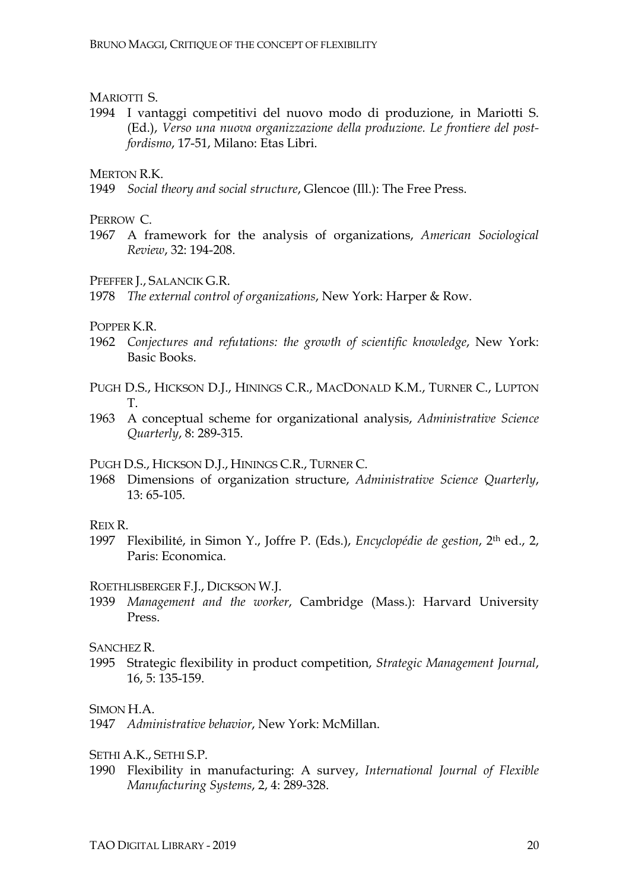MARIOTTI S.

1994 I vantaggi competitivi del nuovo modo di produzione, in Mariotti S. (Ed.), *Verso una nuova organizzazione della produzione. Le frontiere del post-fordismo*, 17-51, Milano: Etas Libri.

MERTON R.K.

1949 *Social theory and social structure*, Glencoe (Ill.): The Free Press.

PERROW C.

1967 A framework for the analysis of organizations, *American Sociological Review*, 32: 194-208.

PFEFFER J., SALANCIK G.R.

1978 *The external control of organizations*, New York: Harper & Row.

POPPER K.R.

1962 *Conjectures and refutations: the growth of scientific knowledge*, New York: Basic Books.

PUGH D.S., HICKSON D.J., HININGS C.R., MACDONALD K.M., TURNER C., LUPTON T.

1963 A conceptual scheme for organizational analysis, *Administrative Science Quarterly*, 8: 289-315.

PUGH D.S., HICKSON D.J., HININGS C.R., TURNER C.

1968 Dimensions of organization structure, *Administrative Science Quarterly*, 13: 65-105.

REIX R.

1997 Flexibilité, in Simon Y., Joffre P. (Eds.), *Encyclopédie de gestion*, 2th ed., 2, Paris: Economica.

ROETHLISBERGER F.J., DICKSON W.J.

1939 *Management and the worker*, Cambridge (Mass.): Harvard University Press.

SANCHEZ R.

1995 Strategic flexibility in product competition, *Strategic Management Journal*, 16, 5: 135-159.

SIMON H.A.

1947 *Administrative behavior*, New York: McMillan.

SETHI A.K., SETHI S.P.

1990 Flexibility in manufacturing: A survey, *International Journal of Flexible Manufacturing Systems*, 2, 4: 289-328.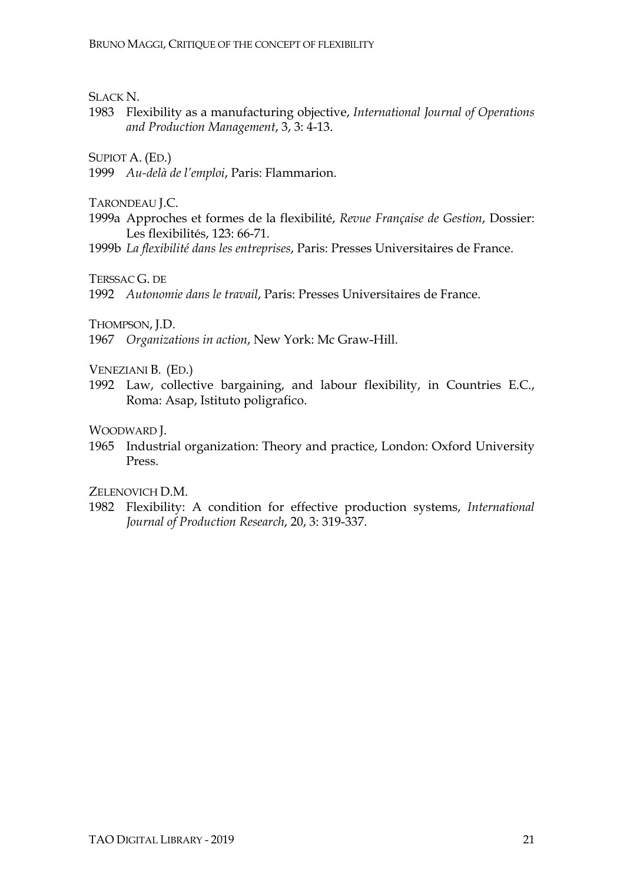SLACK N.

1983 Flexibility as a manufacturing objective, *International Journal of Operations and Production Management*, 3, 3: 4-13.

SUPIOT A. (ED.)

1999 *Au-delà de l'emploi*, Paris: Flammarion.

TARONDEAU J.C.

1999a Approches et formes de la flexibilité, *Revue Française de Gestion*, Dossier: Les flexibilités, 123: 66-71.

1999b *La flexibilité dans les entreprises*, Paris: Presses Universitaires de France.

TERSSAC G. DE

1992 *Autonomie dans le travail*, Paris: Presses Universitaires de France.

THOMPSON, J.D.

1967 *Organizations in action*, New York: Mc Graw-Hill.

VENEZIANI B. (ED.)

1992 Law, collective bargaining, and labour flexibility, in Countries E.C., Roma: Asap, Istituto poligrafico.

WOODWARD J.

1965 Industrial organization: Theory and practice, London: Oxford University Press.

ZELENOVICH D.M.

1982 Flexibility: A condition for effective production systems, *International Journal of Production Research*, 20, 3: 319-337.